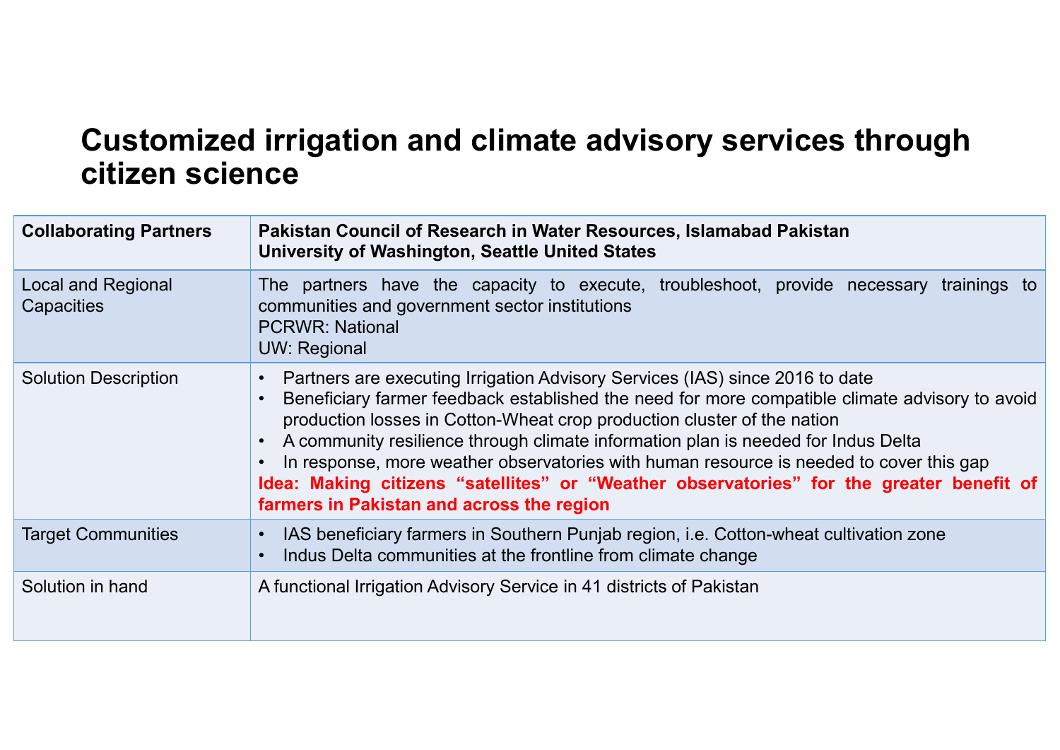# Customized irrigation and climate advisory services through citizen science

| **Collaborating Partners** | **Pakistan Council of Research in Water Resources, Islamabad Pakistan**<br>**University of Washington, Seattle United States** |
|---|---|
| Local and Regional Capacities | The partners have the capacity to execute, troubleshoot, provide necessary trainings to communities and government sector institutions<br>PCRWR: National<br>UW: Regional |
| Solution Description | • Partners are executing Irrigation Advisory Services (IAS) since 2016 to date<br>• Beneficiary farmer feedback established the need for more compatible climate advisory to avoid production losses in Cotton-Wheat crop production cluster of the nation<br>• A community resilience through climate information plan is needed for Indus Delta<br>• In response, more weather observatories with human resource is needed to cover this gap<br>**Idea: Making citizens "satellites" or "Weather observatories" for the greater benefit of farmers in Pakistan and across the region** |
| Target Communities | • IAS beneficiary farmers in Southern Punjab region, i.e. Cotton-wheat cultivation zone<br>• Indus Delta communities at the frontline from climate change |
| Solution in hand | A functional Irrigation Advisory Service in 41 districts of Pakistan |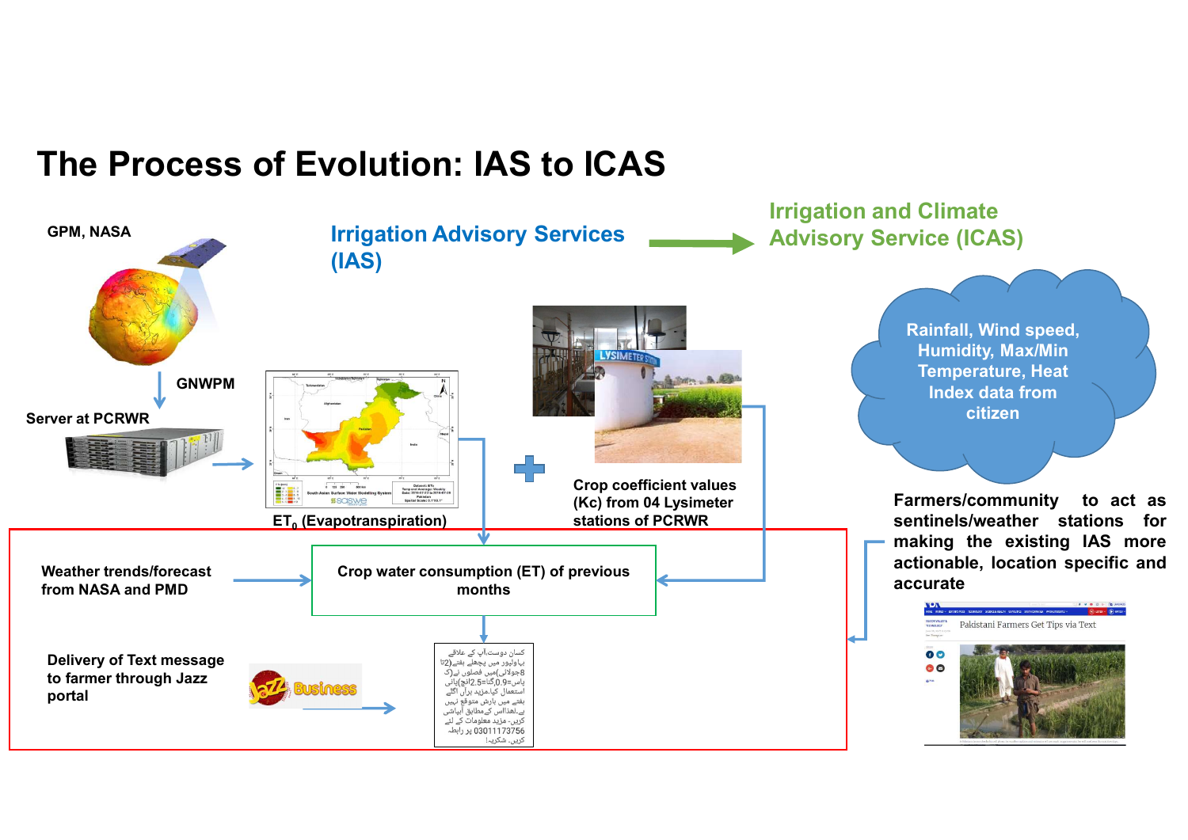# The Process of Evolution: IAS to ICAS

GPM, NASA

GNWPM

Server at PCRWR

## Irrigation Advisory Services (IAS)

## Irrigation and Climate Advisory Service (ICAS)

$ET_0$ (Evapotranspiration)

Crop coefficient values (Kc) from 04 Lysimeter stations of PCRWR

Rainfall, Wind speed, Humidity, Max/Min Temperature, Heat Index data from citizen

Farmers/community to act as sentinels/weather stations for making the existing IAS more actionable, location specific and accurate

Weather trends/forecast from NASA and PMD

Crop water consumption (ET) of previous months

Delivery of Text message to farmer through Jazz portal

کسان دوست،آپ کے علاقے
بہاولپور میں پچھلے ہفتے(2تا
8جولائی)میں فصلوں نے(کپ
اس=0.9،گنا=2.5انچ)پانی
استعمال کیا۔مزید برآں اگلے
ہفتے میں بارش متوقع نہیں
ہے۔لہٰذاس کے مطابق آبپاشی
کریں۔مزید معلومات کے لئے
03011173756 پر رابطہ
کریں۔شکریہ!

Pakistani Farmers Get Tips via Text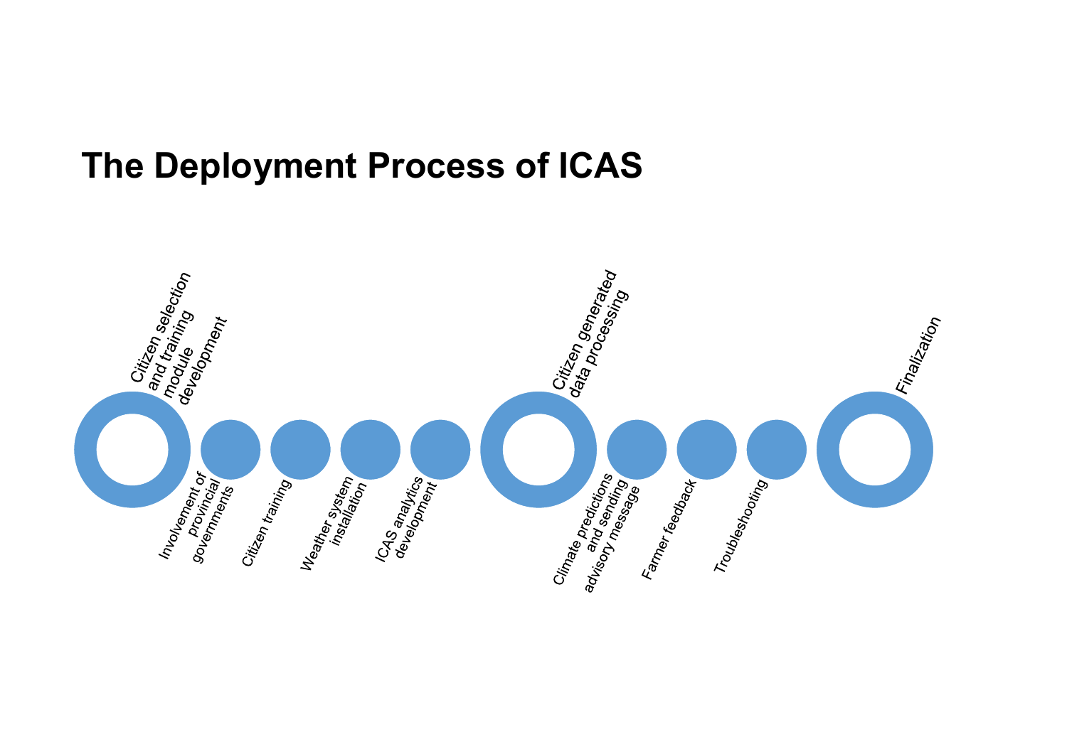# The Deployment Process of ICAS

Citizen selection and training module development

Involvement of provincial governments

Citizen training

Weather system installation

ICAS analytics development

Citizen generated data processing

Climate predictions and sending advisory message

Farmer feedback

Troubleshooting

Finalization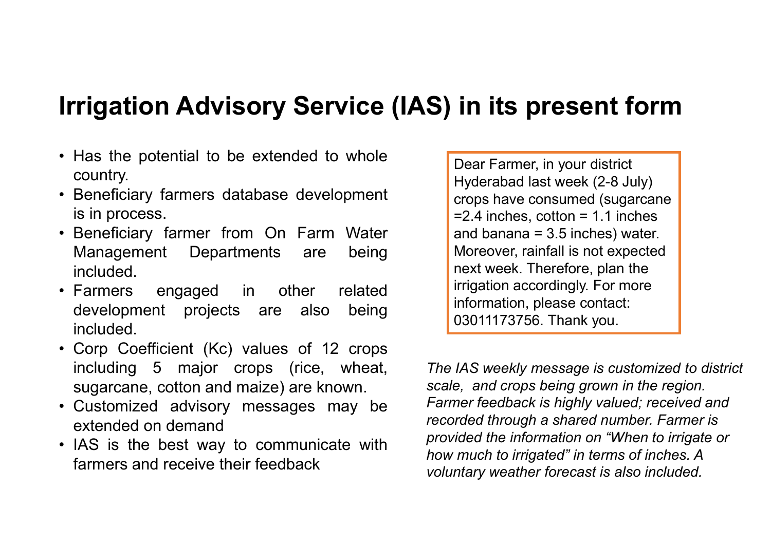# Irrigation Advisory Service (IAS) in its present form

- Has the potential to be extended to whole country.
- Beneficiary farmers database development is in process.
- Beneficiary farmer from On Farm Water Management Departments are being included.
- Farmers engaged in other related development projects are also being included.
- Corp Coefficient (Kc) values of 12 crops including 5 major crops (rice, wheat, sugarcane, cotton and maize) are known.
- Customized advisory messages may be extended on demand
- IAS is the best way to communicate with farmers and receive their feedback

> Dear Farmer, in your district Hyderabad last week (2-8 July) crops have consumed (sugarcane =2.4 inches, cotton = 1.1 inches and banana = 3.5 inches) water. Moreover, rainfall is not expected next week. Therefore, plan the irrigation accordingly. For more information, please contact: 03011173756. Thank you.

*The IAS weekly message is customized to district scale, and crops being grown in the region. Farmer feedback is highly valued; received and recorded through a shared number. Farmer is provided the information on "When to irrigate or how much to irrigated" in terms of inches. A voluntary weather forecast is also included.*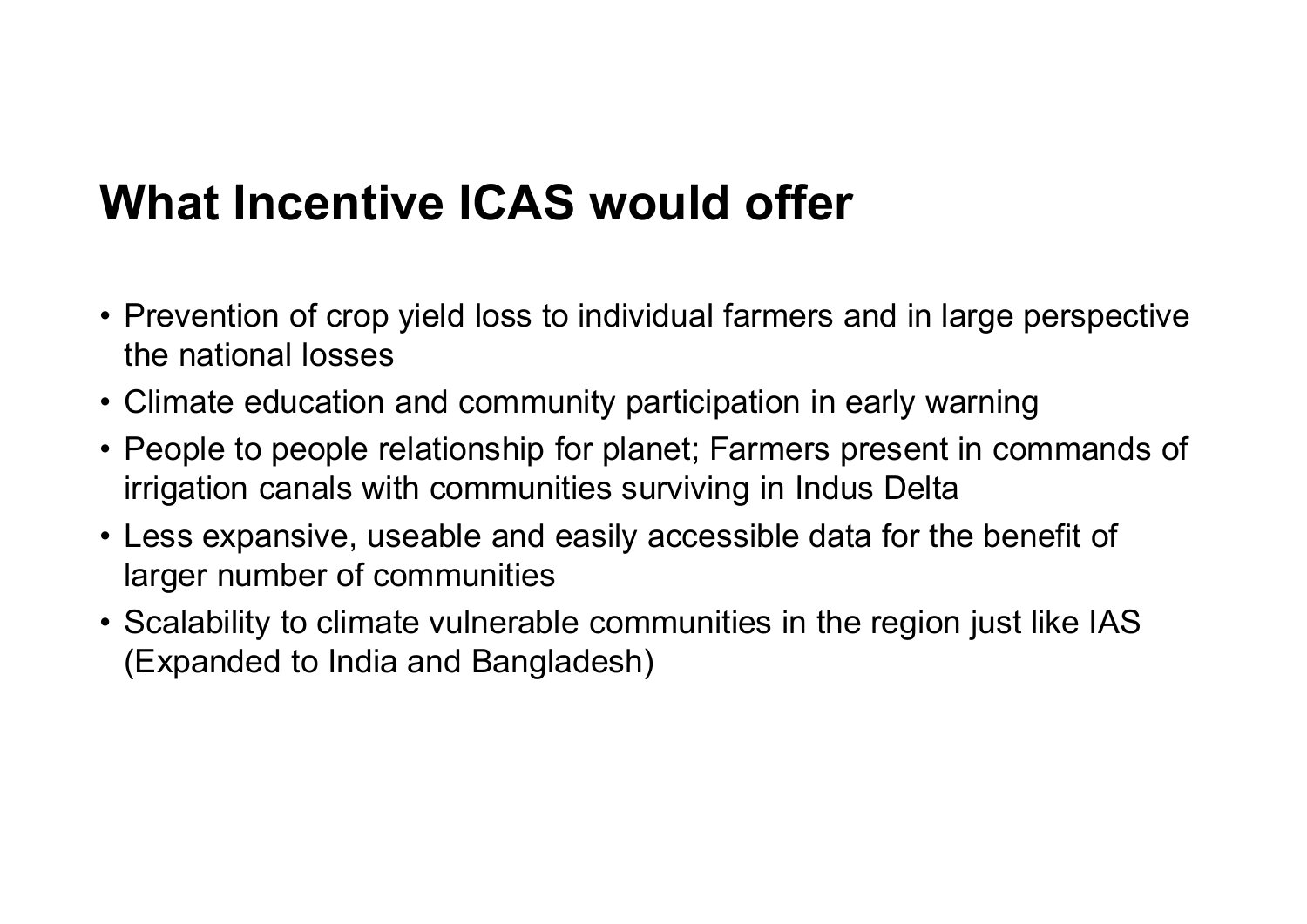# What Incentive ICAS would offer

- Prevention of crop yield loss to individual farmers and in large perspective the national losses
- Climate education and community participation in early warning
- People to people relationship for planet; Farmers present in commands of irrigation canals with communities surviving in Indus Delta
- Less expansive, useable and easily accessible data for the benefit of larger number of communities
- Scalability to climate vulnerable communities in the region just like IAS (Expanded to India and Bangladesh)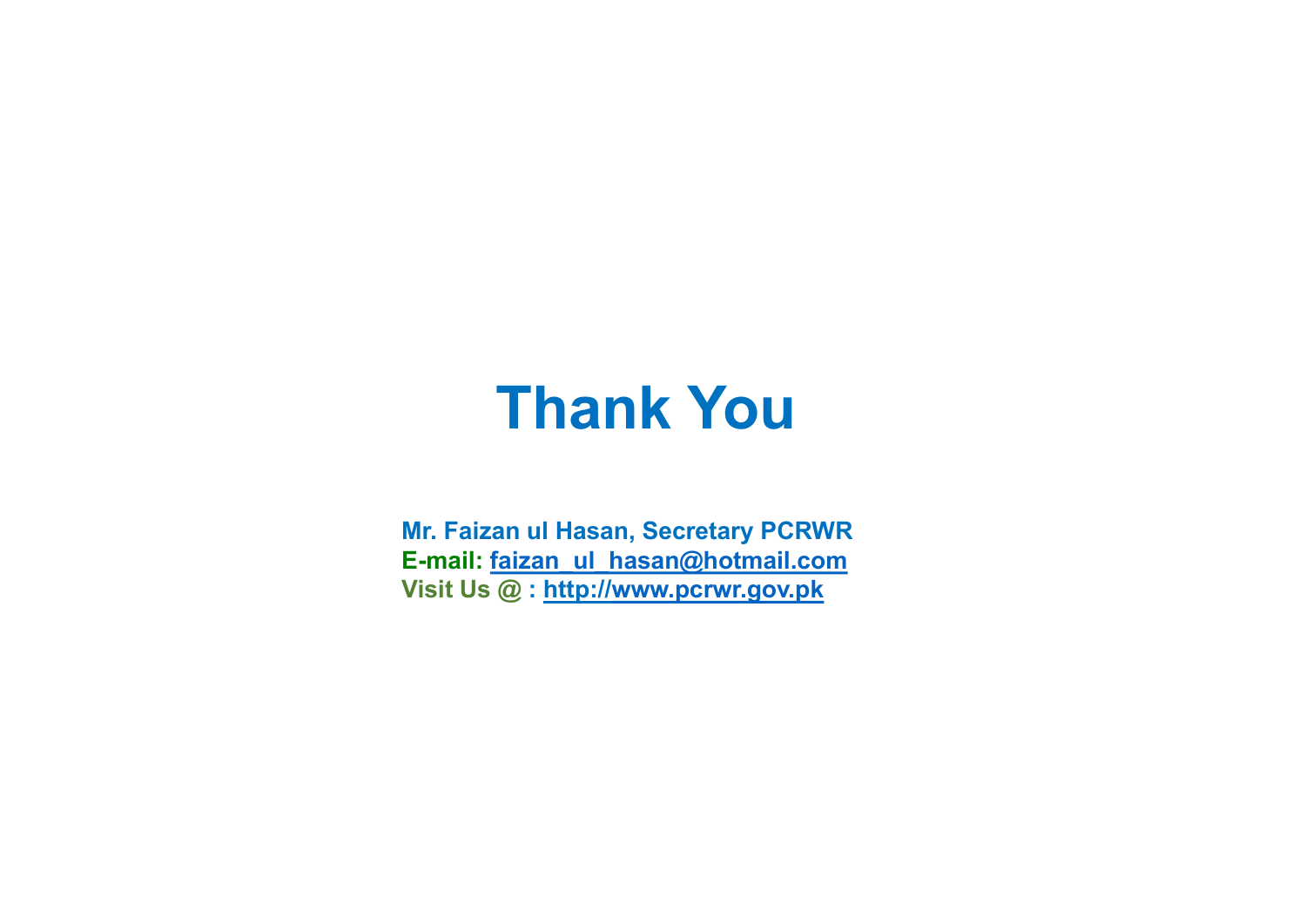# Thank You

**Mr. Faizan ul Hasan, Secretary PCRWR**
**E-mail: faizan_ul_hasan@hotmail.com**
**Visit Us @ : http://www.pcrwr.gov.pk**